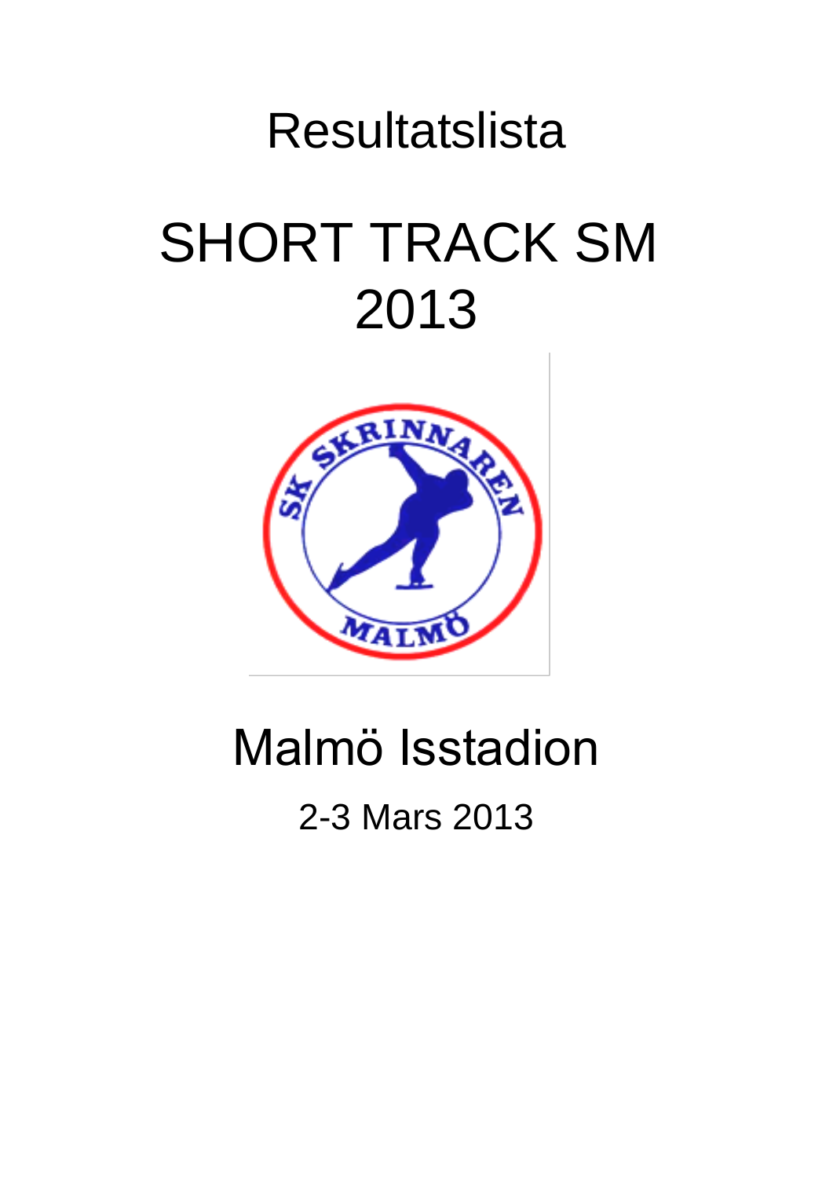# Resultatslista

# SHORT TRACK SM 2013

## Malmö Isstadion

2-3 Mars 2013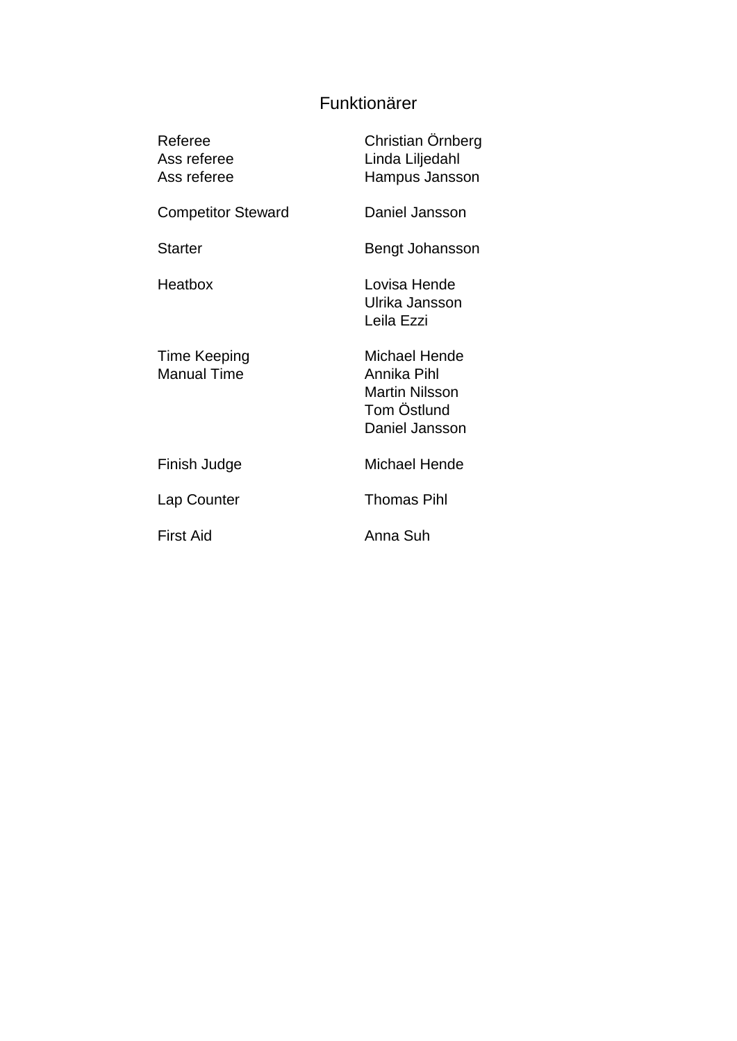# Funktionärer

| | |
|---|---|
| Referee | Christian Örnberg |
| Ass referee | Linda Liljedahl |
| Ass referee | Hampus Jansson |
| | |
| Competitor Steward | Daniel Jansson |
| | |
| Starter | Bengt Johansson |
| | |
| Heatbox | Lovisa Hende |
| | Ulrika Jansson |
| | Leila Ezzi |
| | |
| Time Keeping | Michael Hende |
| Manual Time | Annika Pihl |
| | Martin Nilsson |
| | Tom Östlund |
| | Daniel Jansson |
| | |
| Finish Judge | Michael Hende |
| | |
| Lap Counter | Thomas Pihl |
| | |
| First Aid | Anna Suh |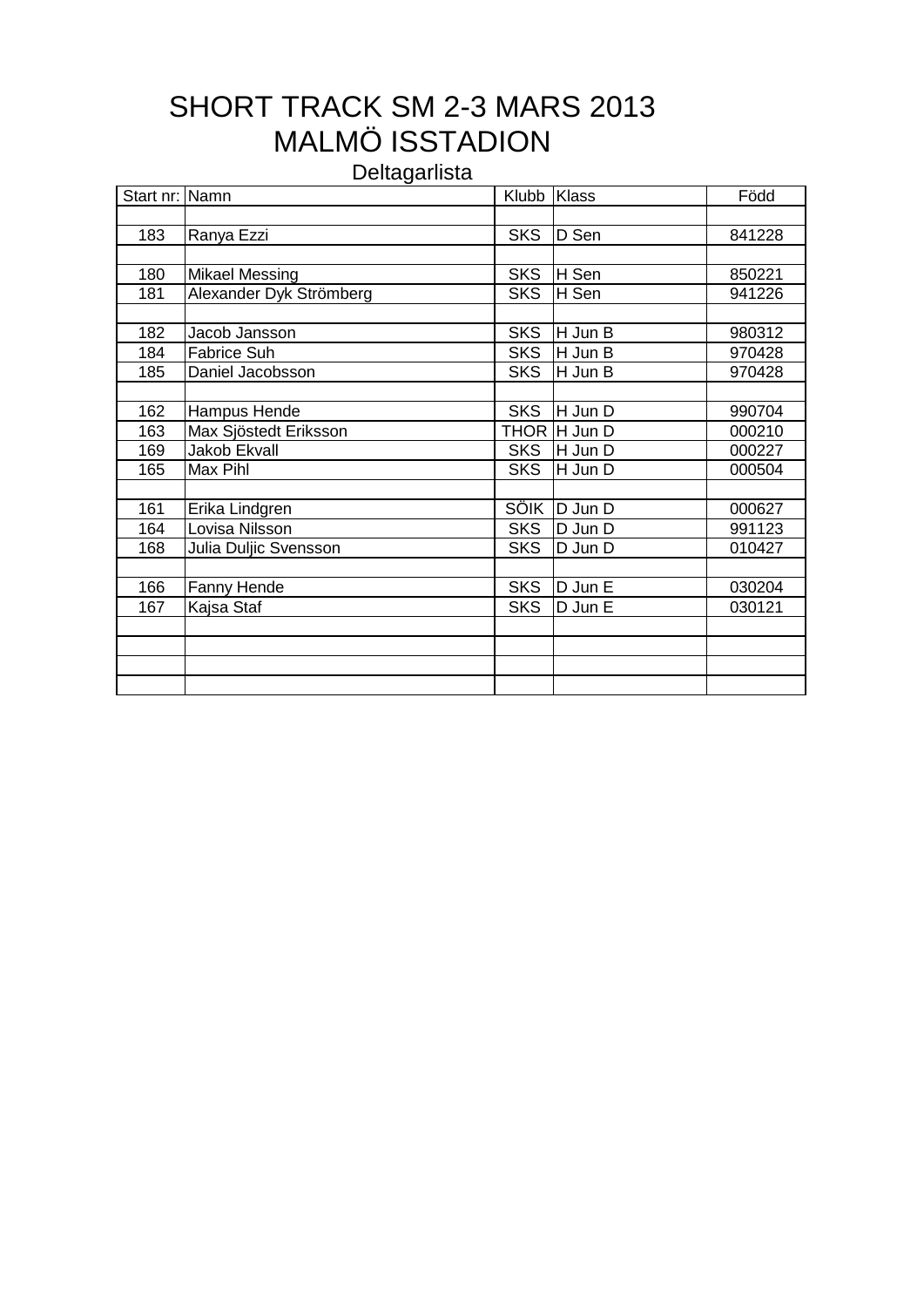# SHORT TRACK SM 2-3 MARS 2013
# MALMÖ ISSTADION

## Deltagarlista

| Start nr: | Namn | Klubb | Klass | Född |
|---|---|---|---|---|
| | | | | |
| 183 | Ranya Ezzi | SKS | D Sen | 841228 |
| | | | | |
| 180 | Mikael Messing | SKS | H Sen | 850221 |
| 181 | Alexander Dyk Strömberg | SKS | H Sen | 941226 |
| | | | | |
| 182 | Jacob Jansson | SKS | H Jun B | 980312 |
| 184 | Fabrice Suh | SKS | H Jun B | 970428 |
| 185 | Daniel Jacobsson | SKS | H Jun B | 970428 |
| | | | | |
| 162 | Hampus Hende | SKS | H Jun D | 990704 |
| 163 | Max Sjöstedt Eriksson | THOR | H Jun D | 000210 |
| 169 | Jakob Ekvall | SKS | H Jun D | 000227 |
| 165 | Max Pihl | SKS | H Jun D | 000504 |
| | | | | |
| 161 | Erika Lindgren | SÖIK | D Jun D | 000627 |
| 164 | Lovisa Nilsson | SKS | D Jun D | 991123 |
| 168 | Julia Duljic Svensson | SKS | D Jun D | 010427 |
| | | | | |
| 166 | Fanny Hende | SKS | D Jun E | 030204 |
| 167 | Kajsa Staf | SKS | D Jun E | 030121 |
| | | | | |
| | | | | |
| | | | | |
| | | | | |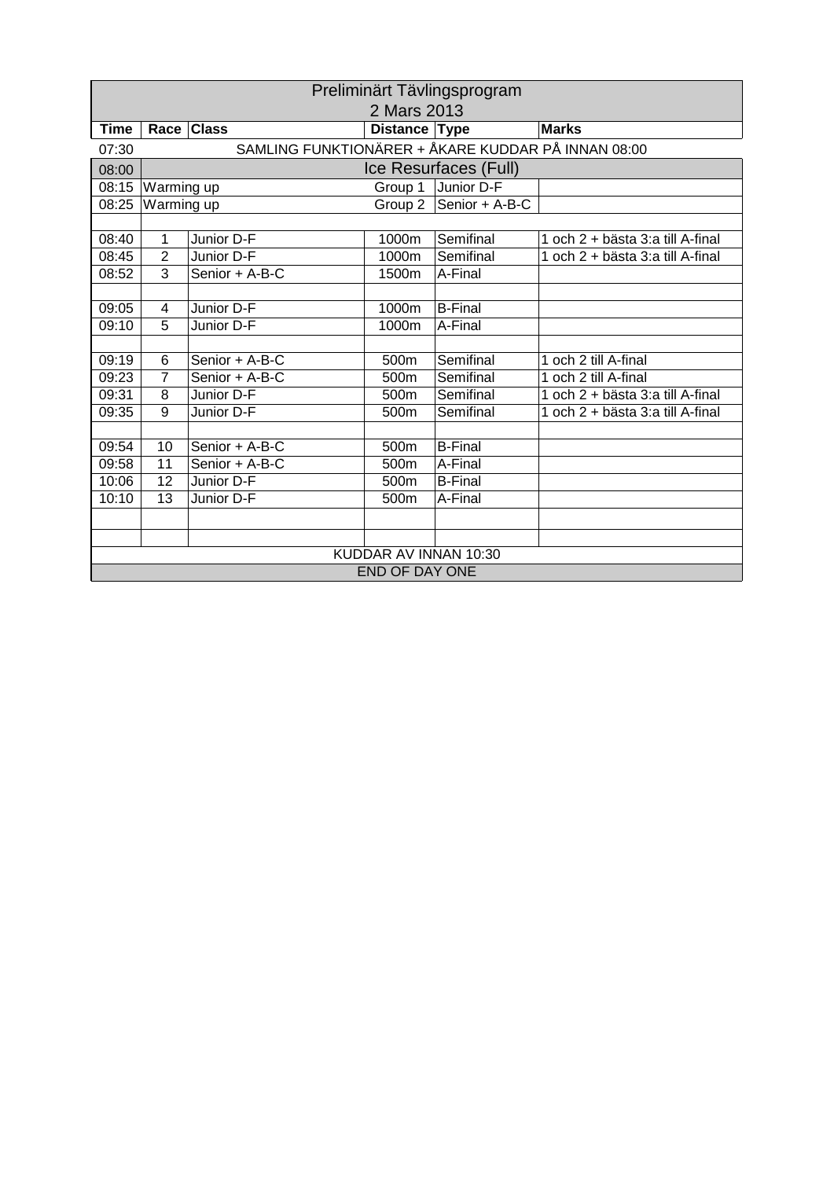| Preliminärt Tävlingsprogram<br>2 Mars 2013 | | | | | |
|---|---|---|---|---|---|
| **Time** | **Race** | **Class** | **Distance** | **Type** | **Marks** |
| 07:30 | SAMLING FUNKTIONÄRER + ÅKARE KUDDAR PÅ INNAN 08:00 | | | | |
| 08:00 | Ice Resurfaces (Full) | | | | |
| 08:15 | Warming up | | Group 1 | Junior D-F | |
| 08:25 | Warming up | | Group 2 | Senior + A-B-C | |
| | | | | | |
| 08:40 | 1 | Junior D-F | 1000m | Semifinal | 1 och 2 + bästa 3:a till A-final |
| 08:45 | 2 | Junior D-F | 1000m | Semifinal | 1 och 2 + bästa 3:a till A-final |
| 08:52 | 3 | Senior + A-B-C | 1500m | A-Final | |
| | | | | | |
| 09:05 | 4 | Junior D-F | 1000m | B-Final | |
| 09:10 | 5 | Junior D-F | 1000m | A-Final | |
| | | | | | |
| 09:19 | 6 | Senior + A-B-C | 500m | Semifinal | 1 och 2 till A-final |
| 09:23 | 7 | Senior + A-B-C | 500m | Semifinal | 1 och 2 till A-final |
| 09:31 | 8 | Junior D-F | 500m | Semifinal | 1 och 2 + bästa 3:a till A-final |
| 09:35 | 9 | Junior D-F | 500m | Semifinal | 1 och 2 + bästa 3:a till A-final |
| | | | | | |
| 09:54 | 10 | Senior + A-B-C | 500m | B-Final | |
| 09:58 | 11 | Senior + A-B-C | 500m | A-Final | |
| 10:06 | 12 | Junior D-F | 500m | B-Final | |
| 10:10 | 13 | Junior D-F | 500m | A-Final | |
| | | | | | |
| | | | | | |
| KUDDAR AV INNAN 10:30 | | | | | |
| END OF DAY ONE | | | | | |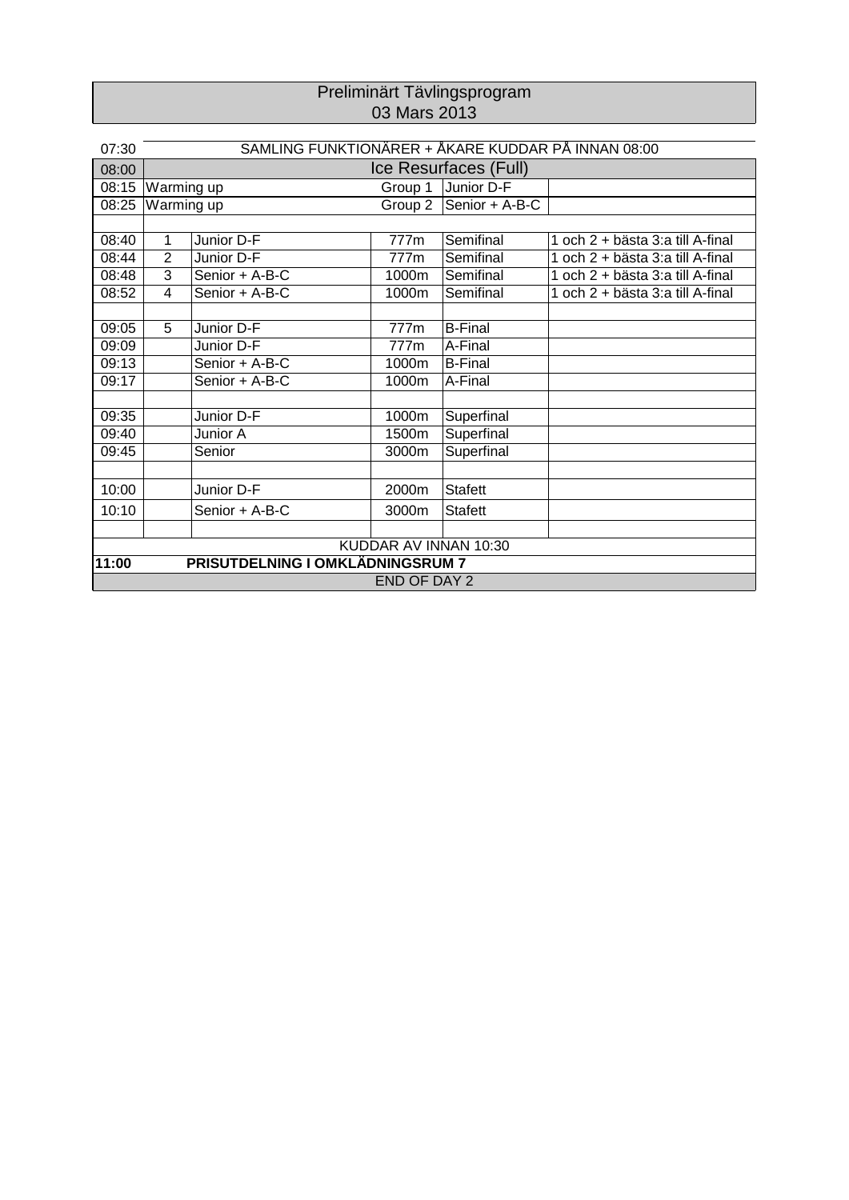# Preliminärt Tävlingsprogram
## 03 Mars 2013

| | | | | | |
|---|---|---|---|---|---|
| 07:30 | SAMLING FUNKTIONÄRER + ÅKARE KUDDAR PÅ INNAN 08:00 | | | | |
| 08:00 | Ice Resurfaces (Full) | | | | |
| 08:15 | Warming up | | Group 1 | Junior D-F | |
| 08:25 | Warming up | | Group 2 | Senior + A-B-C | |
| | | | | | |
| 08:40 | 1 | Junior D-F | 777m | Semifinal | 1 och 2 + bästa 3:a till A-final |
| 08:44 | 2 | Junior D-F | 777m | Semifinal | 1 och 2 + bästa 3:a till A-final |
| 08:48 | 3 | Senior + A-B-C | 1000m | Semifinal | 1 och 2 + bästa 3:a till A-final |
| 08:52 | 4 | Senior + A-B-C | 1000m | Semifinal | 1 och 2 + bästa 3:a till A-final |
| | | | | | |
| 09:05 | 5 | Junior D-F | 777m | B-Final | |
| 09:09 | | Junior D-F | 777m | A-Final | |
| 09:13 | | Senior + A-B-C | 1000m | B-Final | |
| 09:17 | | Senior + A-B-C | 1000m | A-Final | |
| | | | | | |
| 09:35 | | Junior D-F | 1000m | Superfinal | |
| 09:40 | | Junior A | 1500m | Superfinal | |
| 09:45 | | Senior | 3000m | Superfinal | |
| | | | | | |
| 10:00 | | Junior D-F | 2000m | Stafett | |
| 10:10 | | Senior + A-B-C | 3000m | Stafett | |
| | | | | | |
| KUDDAR AV INNAN 10:30 | | | | | |
| **11:00** | **PRISUTDELNING I OMKLÄDNINGSRUM 7** | | | | |
| END OF DAY 2 | | | | | |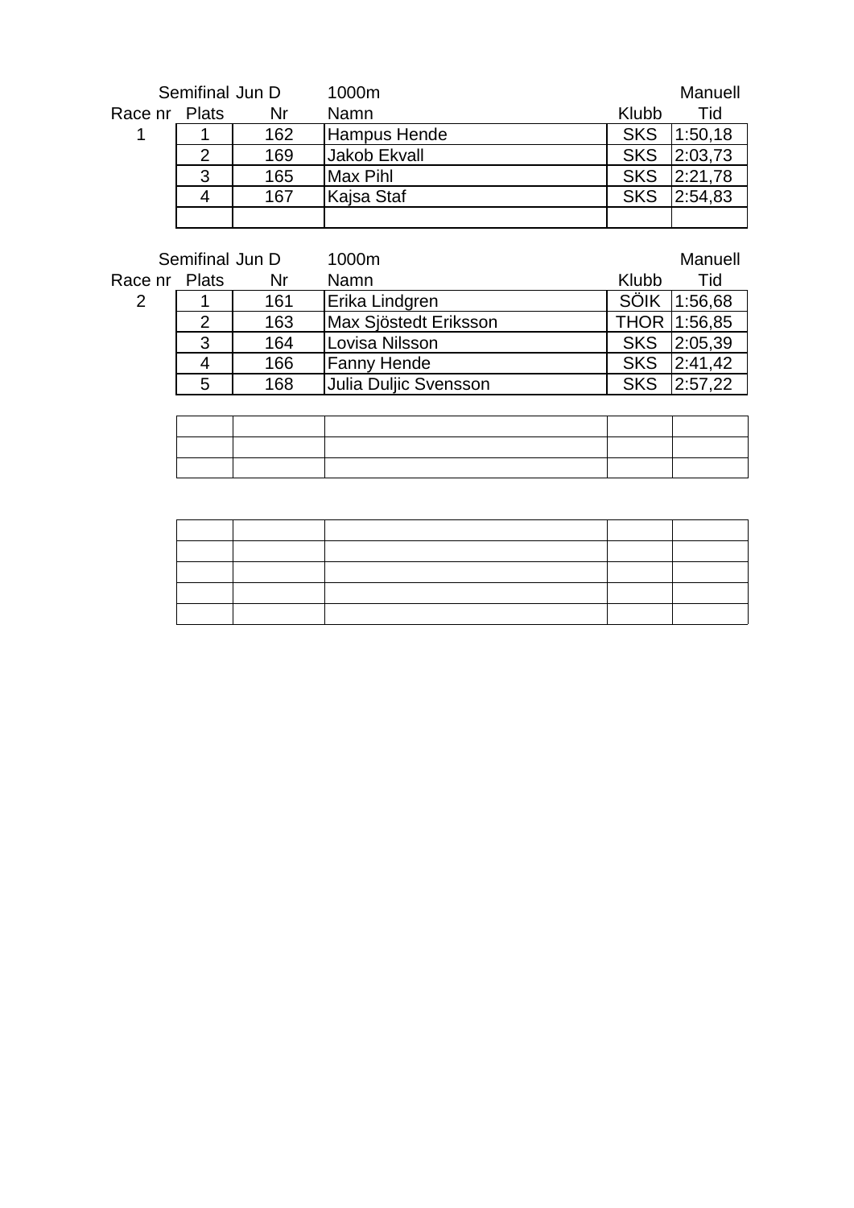| Race nr | Plats | Nr | Namn | Klubb | Tid |
|---|---|---|---|---|---|
| | Semifinal Jun D | | 1000m | | Manuell |
| 1 | 1 | 162 | Hampus Hende | SKS | 1:50,18 |
| | 2 | 169 | Jakob Ekvall | SKS | 2:03,73 |
| | 3 | 165 | Max Pihl | SKS | 2:21,78 |
| | 4 | 167 | Kajsa Staf | SKS | 2:54,83 |
| | | | | | |

| Race nr | Plats | Nr | Namn | Klubb | Tid |
|---|---|---|---|---|---|
| | Semifinal Jun D | | 1000m | | Manuell |
| 2 | 1 | 161 | Erika Lindgren | SÖIK | 1:56,68 |
| | 2 | 163 | Max Sjöstedt Eriksson | THOR | 1:56,85 |
| | 3 | 164 | Lovisa Nilsson | SKS | 2:05,39 |
| | 4 | 166 | Fanny Hende | SKS | 2:41,42 |
| | 5 | 168 | Julia Duljic Svensson | SKS | 2:57,22 |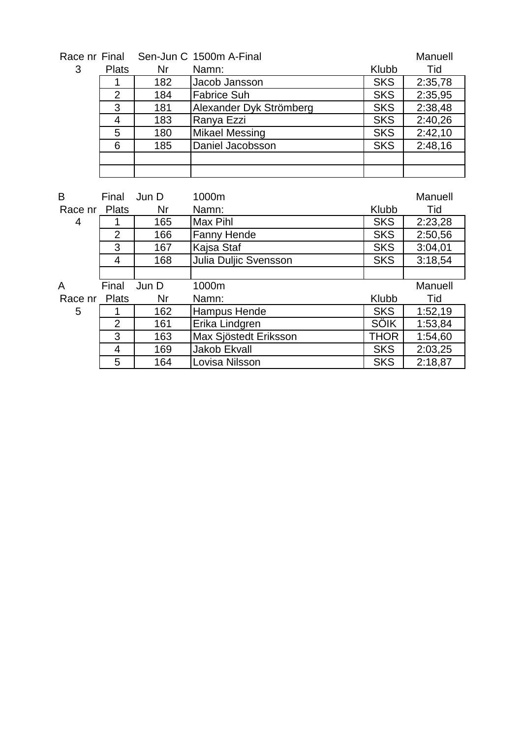| Race nr | Final | Sen-Jun C | 1500m A-Final | | Manuell |
|---|---|---|---|---|---|
| 3 | Plats | Nr | Namn: | Klubb | Tid |
| | 1 | 182 | Jacob Jansson | SKS | 2:35,78 |
| | 2 | 184 | Fabrice Suh | SKS | 2:35,95 |
| | 3 | 181 | Alexander Dyk Strömberg | SKS | 2:38,48 |
| | 4 | 183 | Ranya Ezzi | SKS | 2:40,26 |
| | 5 | 180 | Mikael Messing | SKS | 2:42,10 |
| | 6 | 185 | Daniel Jacobsson | SKS | 2:48,16 |
| | | | | | |
| | | | | | |

| B | Final | Jun D | 1000m | | Manuell |
|---|---|---|---|---|---|
| Race nr | Plats | Nr | Namn: | Klubb | Tid |
| 4 | 1 | 165 | Max Pihl | SKS | 2:23,28 |
| | 2 | 166 | Fanny Hende | SKS | 2:50,56 |
| | 3 | 167 | Kajsa Staf | SKS | 3:04,01 |
| | 4 | 168 | Julia Duljic Svensson | SKS | 3:18,54 |
| | | | | | |

| A | Final | Jun D | 1000m | | Manuell |
|---|---|---|---|---|---|
| Race nr | Plats | Nr | Namn: | Klubb | Tid |
| 5 | 1 | 162 | Hampus Hende | SKS | 1:52,19 |
| | 2 | 161 | Erika Lindgren | SÖIK | 1:53,84 |
| | 3 | 163 | Max Sjöstedt Eriksson | THOR | 1:54,60 |
| | 4 | 169 | Jakob Ekvall | SKS | 2:03,25 |
| | 5 | 164 | Lovisa Nilsson | SKS | 2:18,87 |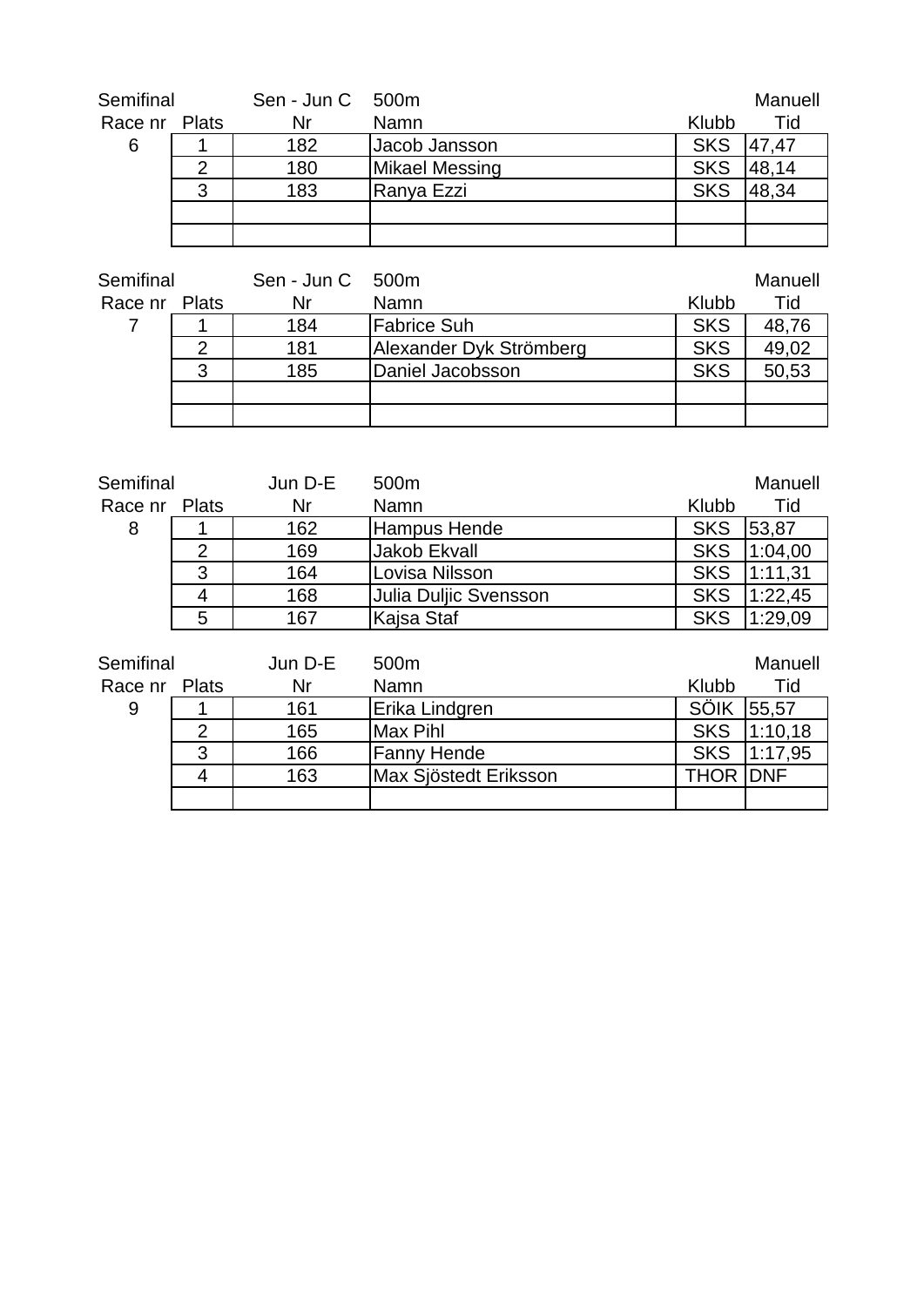| Semifinal | | Sen - Jun C | 500m | | Manuell |
| --- | --- | --- | --- | --- | --- |
| Race nr | Plats | Nr | Namn | Klubb | Tid |
| 6 | 1 | 182 | Jacob Jansson | SKS | 47,47 |
| | 2 | 180 | Mikael Messing | SKS | 48,14 |
| | 3 | 183 | Ranya Ezzi | SKS | 48,34 |
| | | | | | |
| | | | | | |

| Semifinal | | Sen - Jun C | 500m | | Manuell |
| --- | --- | --- | --- | --- | --- |
| Race nr | Plats | Nr | Namn | Klubb | Tid |
| 7 | 1 | 184 | Fabrice Suh | SKS | 48,76 |
| | 2 | 181 | Alexander Dyk Strömberg | SKS | 49,02 |
| | 3 | 185 | Daniel Jacobsson | SKS | 50,53 |
| | | | | | |
| | | | | | |

| Semifinal | | Jun D-E | 500m | | Manuell |
| --- | --- | --- | --- | --- | --- |
| Race nr | Plats | Nr | Namn | Klubb | Tid |
| 8 | 1 | 162 | Hampus Hende | SKS | 53,87 |
| | 2 | 169 | Jakob Ekvall | SKS | 1:04,00 |
| | 3 | 164 | Lovisa Nilsson | SKS | 1:11,31 |
| | 4 | 168 | Julia Duljic Svensson | SKS | 1:22,45 |
| | 5 | 167 | Kajsa Staf | SKS | 1:29,09 |

| Semifinal | | Jun D-E | 500m | | Manuell |
| --- | --- | --- | --- | --- | --- |
| Race nr | Plats | Nr | Namn | Klubb | Tid |
| 9 | 1 | 161 | Erika Lindgren | SÖIK | 55,57 |
| | 2 | 165 | Max Pihl | SKS | 1:10,18 |
| | 3 | 166 | Fanny Hende | SKS | 1:17,95 |
| | 4 | 163 | Max Sjöstedt Eriksson | THOR | DNF |
| | | | | | |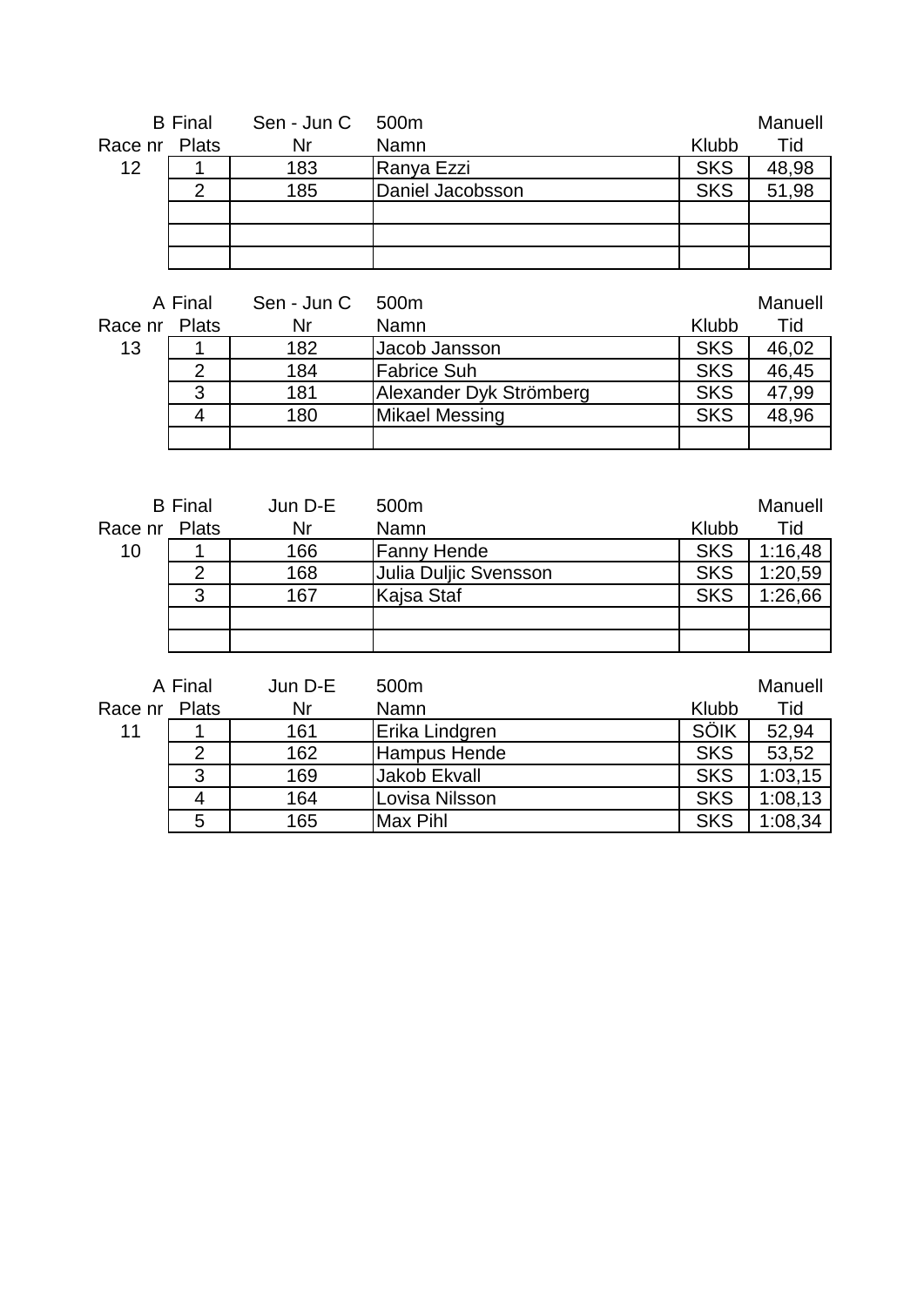| Race nr | B Final<br>Plats | Sen - Jun C<br>Nr | 500m<br>Namn | Klubb | Manuell<br>Tid |
|---|---|---|---|---|---|
| 12 | 1 | 183 | Ranya Ezzi | SKS | 48,98 |
| | 2 | 185 | Daniel Jacobsson | SKS | 51,98 |
| | | | | | |
| | | | | | |
| | | | | | |

| Race nr | A Final<br>Plats | Sen - Jun C<br>Nr | 500m<br>Namn | Klubb | Manuell<br>Tid |
|---|---|---|---|---|---|
| 13 | 1 | 182 | Jacob Jansson | SKS | 46,02 |
| | 2 | 184 | Fabrice Suh | SKS | 46,45 |
| | 3 | 181 | Alexander Dyk Strömberg | SKS | 47,99 |
| | 4 | 180 | Mikael Messing | SKS | 48,96 |
| | | | | | |

| Race nr | B Final<br>Plats | Jun D-E<br>Nr | 500m<br>Namn | Klubb | Manuell<br>Tid |
|---|---|---|---|---|---|
| 10 | 1 | 166 | Fanny Hende | SKS | 1:16,48 |
| | 2 | 168 | Julia Duljic Svensson | SKS | 1:20,59 |
| | 3 | 167 | Kajsa Staf | SKS | 1:26,66 |
| | | | | | |
| | | | | | |

| Race nr | A Final<br>Plats | Jun D-E<br>Nr | 500m<br>Namn | Klubb | Manuell<br>Tid |
|---|---|---|---|---|---|
| 11 | 1 | 161 | Erika Lindgren | SÖIK | 52,94 |
| | 2 | 162 | Hampus Hende | SKS | 53,52 |
| | 3 | 169 | Jakob Ekvall | SKS | 1:03,15 |
| | 4 | 164 | Lovisa Nilsson | SKS | 1:08,13 |
| | 5 | 165 | Max Pihl | SKS | 1:08,34 |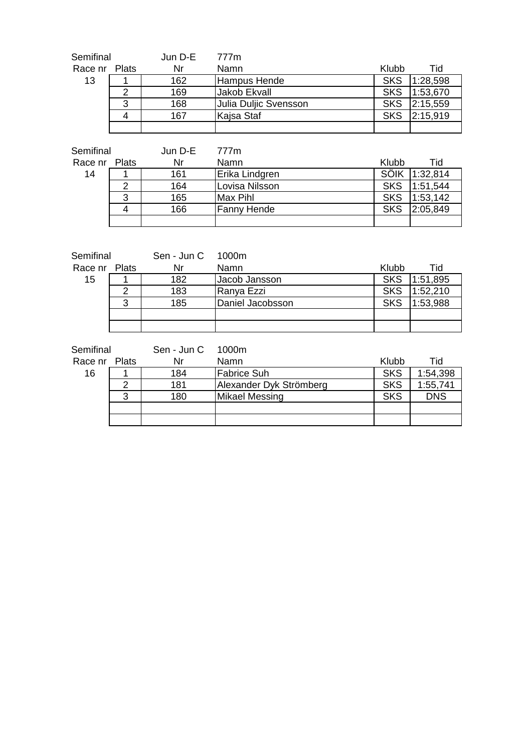Semifinal Jun D-E 777m

| Race nr | Plats | Nr | Namn | Klubb | Tid |
|---|---|---|---|---|---|
| 13 | 1 | 162 | Hampus Hende | SKS | 1:28,598 |
| | 2 | 169 | Jakob Ekvall | SKS | 1:53,670 |
| | 3 | 168 | Julia Duljic Svensson | SKS | 2:15,559 |
| | 4 | 167 | Kajsa Staf | SKS | 2:15,919 |
| | | | | | |

Semifinal Jun D-E 777m

| Race nr | Plats | Nr | Namn | Klubb | Tid |
|---|---|---|---|---|---|
| 14 | 1 | 161 | Erika Lindgren | SÖIK | 1:32,814 |
| | 2 | 164 | Lovisa Nilsson | SKS | 1:51,544 |
| | 3 | 165 | Max Pihl | SKS | 1:53,142 |
| | 4 | 166 | Fanny Hende | SKS | 2:05,849 |
| | | | | | |

Semifinal Sen - Jun C 1000m

| Race nr | Plats | Nr | Namn | Klubb | Tid |
|---|---|---|---|---|---|
| 15 | 1 | 182 | Jacob Jansson | SKS | 1:51,895 |
| | 2 | 183 | Ranya Ezzi | SKS | 1:52,210 |
| | 3 | 185 | Daniel Jacobsson | SKS | 1:53,988 |
| | | | | | |
| | | | | | |

Semifinal Sen - Jun C 1000m

| Race nr | Plats | Nr | Namn | Klubb | Tid |
|---|---|---|---|---|---|
| 16 | 1 | 184 | Fabrice Suh | SKS | 1:54,398 |
| | 2 | 181 | Alexander Dyk Strömberg | SKS | 1:55,741 |
| | 3 | 180 | Mikael Messing | SKS | DNS |
| | | | | | |
| | | | | | |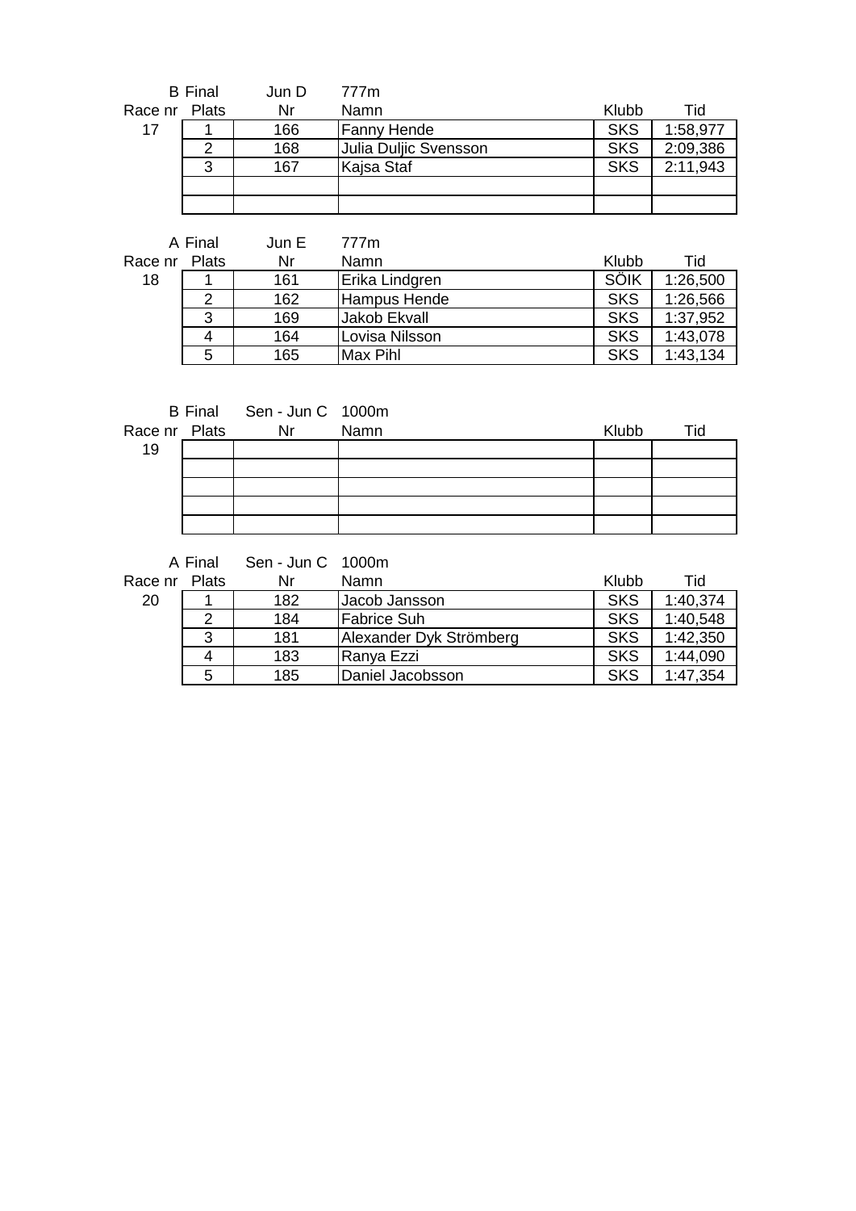B Final &nbsp;&nbsp; Jun D &nbsp;&nbsp; 777m

| Race nr | Plats | Nr | Namn | Klubb | Tid |
|---|---|---|---|---|---|
| 17 | 1 | 166 | Fanny Hende | SKS | 1:58,977 |
| | 2 | 168 | Julia Duljic Svensson | SKS | 2:09,386 |
| | 3 | 167 | Kajsa Staf | SKS | 2:11,943 |
| | | | | | |
| | | | | | |

A Final &nbsp;&nbsp; Jun E &nbsp;&nbsp; 777m

| Race nr | Plats | Nr | Namn | Klubb | Tid |
|---|---|---|---|---|---|
| 18 | 1 | 161 | Erika Lindgren | SÖIK | 1:26,500 |
| | 2 | 162 | Hampus Hende | SKS | 1:26,566 |
| | 3 | 169 | Jakob Ekvall | SKS | 1:37,952 |
| | 4 | 164 | Lovisa Nilsson | SKS | 1:43,078 |
| | 5 | 165 | Max Pihl | SKS | 1:43,134 |

B Final &nbsp;&nbsp; Sen - Jun C &nbsp;&nbsp; 1000m

| Race nr | Plats | Nr | Namn | Klubb | Tid |
|---|---|---|---|---|---|
| 19 | | | | | |
| | | | | | |
| | | | | | |
| | | | | | |
| | | | | | |

A Final &nbsp;&nbsp; Sen - Jun C &nbsp;&nbsp; 1000m

| Race nr | Plats | Nr | Namn | Klubb | Tid |
|---|---|---|---|---|---|
| 20 | 1 | 182 | Jacob Jansson | SKS | 1:40,374 |
| | 2 | 184 | Fabrice Suh | SKS | 1:40,548 |
| | 3 | 181 | Alexander Dyk Strömberg | SKS | 1:42,350 |
| | 4 | 183 | Ranya Ezzi | SKS | 1:44,090 |
| | 5 | 185 | Daniel Jacobsson | SKS | 1:47,354 |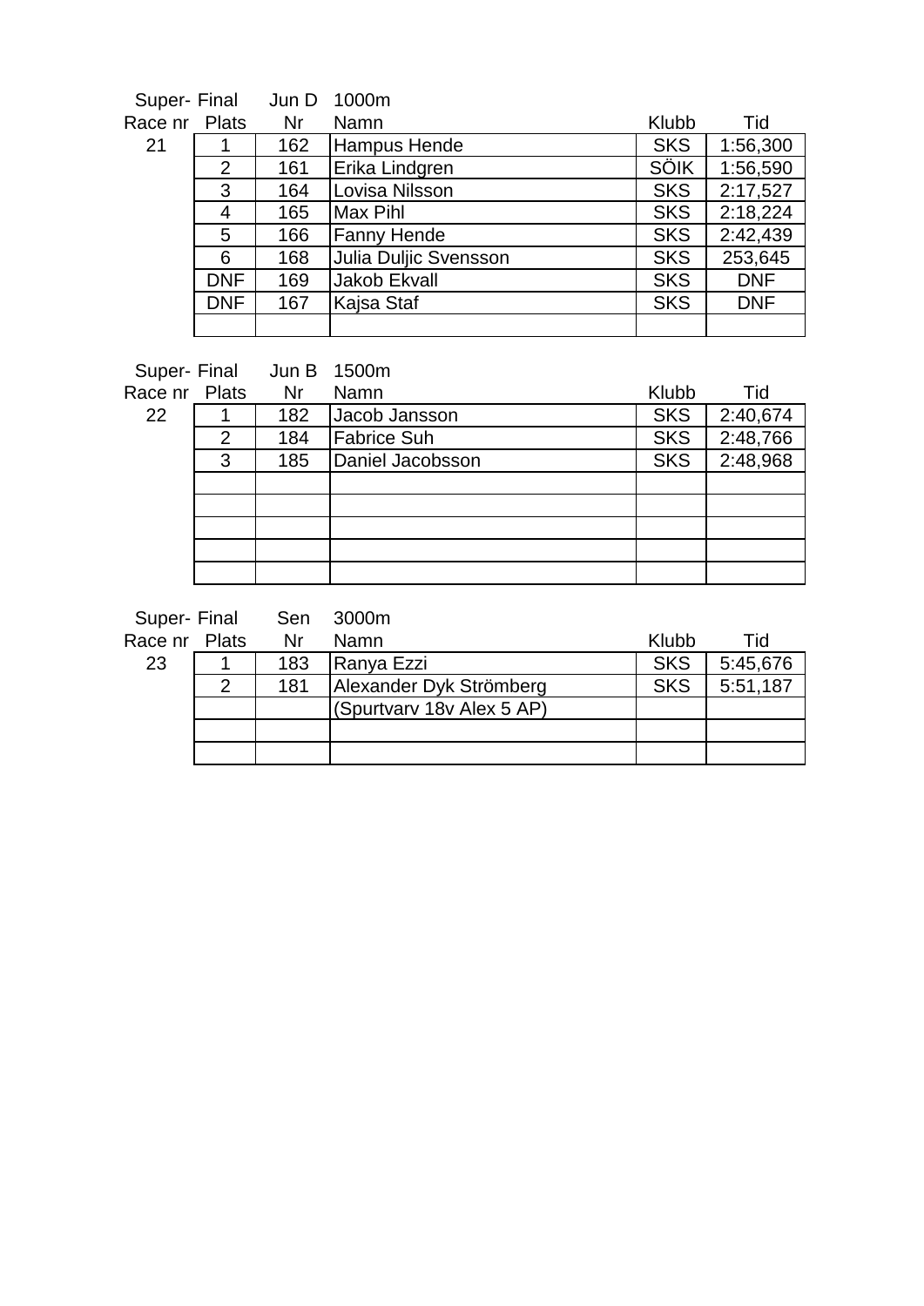| Super-Race nr | Final Plats | Jun D Nr | 1000m Namn | Klubb | Tid |
|---|---|---|---|---|---|
| 21 | 1 | 162 | Hampus Hende | SKS | 1:56,300 |
| | 2 | 161 | Erika Lindgren | SÖIK | 1:56,590 |
| | 3 | 164 | Lovisa Nilsson | SKS | 2:17,527 |
| | 4 | 165 | Max Pihl | SKS | 2:18,224 |
| | 5 | 166 | Fanny Hende | SKS | 2:42,439 |
| | 6 | 168 | Julia Duljic Svensson | SKS | 253,645 |
| | DNF | 169 | Jakob Ekvall | SKS | DNF |
| | DNF | 167 | Kajsa Staf | SKS | DNF |
| | | | | | |

| Super-Race nr | Final Plats | Jun B Nr | 1500m Namn | Klubb | Tid |
|---|---|---|---|---|---|
| 22 | 1 | 182 | Jacob Jansson | SKS | 2:40,674 |
| | 2 | 184 | Fabrice Suh | SKS | 2:48,766 |
| | 3 | 185 | Daniel Jacobsson | SKS | 2:48,968 |
| | | | | | |
| | | | | | |
| | | | | | |
| | | | | | |
| | | | | | |

| Super-Race nr | Final Plats | Sen Nr | 3000m Namn | Klubb | Tid |
|---|---|---|---|---|---|
| 23 | 1 | 183 | Ranya Ezzi | SKS | 5:45,676 |
| | 2 | 181 | Alexander Dyk Strömberg | SKS | 5:51,187 |
| | | | (Spurtvarv 18v Alex 5 AP) | | |
| | | | | | |
| | | | | | |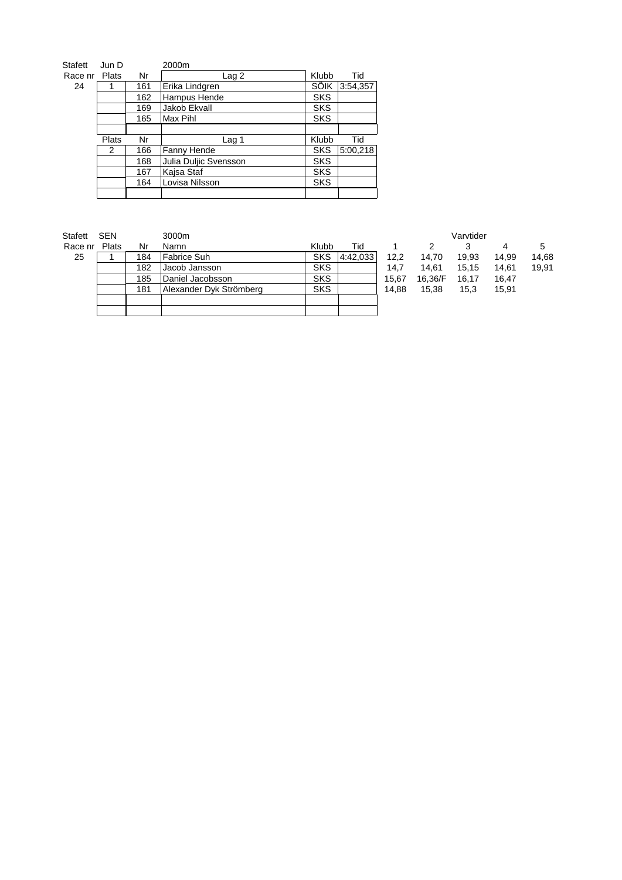| Stafett | Jun D | | 2000m | | |
|---|---|---|---|---|---|
| Race nr | Plats | Nr | Lag 2 | Klubb | Tid |
| 24 | 1 | 161 | Erika Lindgren | SÖIK | 3:54,357 |
| | | 162 | Hampus Hende | SKS | |
| | | 169 | Jakob Ekvall | SKS | |
| | | 165 | Max Pihl | SKS | |
| | | | | | |
| | Plats | Nr | Lag 1 | Klubb | Tid |
| | 2 | 166 | Fanny Hende | SKS | 5:00,218 |
| | | 168 | Julia Duljic Svensson | SKS | |
| | | 167 | Kajsa Staf | SKS | |
| | | 164 | Lovisa Nilsson | SKS | |
| | | | | | |

| Stafett | SEN | | 3000m | | | | | Varvtider | | |
|---|---|---|---|---|---|---|---|---|---|---|
| Race nr | Plats | Nr | Namn | Klubb | Tid | 1 | 2 | 3 | 4 | 5 |
| 25 | 1 | 184 | Fabrice Suh | SKS | 4:42,033 | 12,2 | 14,70 | 19,93 | 14,99 | 14,68 |
| | | 182 | Jacob Jansson | SKS | | 14,7 | 14,61 | 15,15 | 14,61 | 19,91 |
| | | 185 | Daniel Jacobsson | SKS | | 15,67 | 16,36/F | 16,17 | 16,47 | |
| | | 181 | Alexander Dyk Strömberg | SKS | | 14,88 | 15,38 | 15,3 | 15,91 | |
| | | | | | | | | | | |
| | | | | | | | | | | |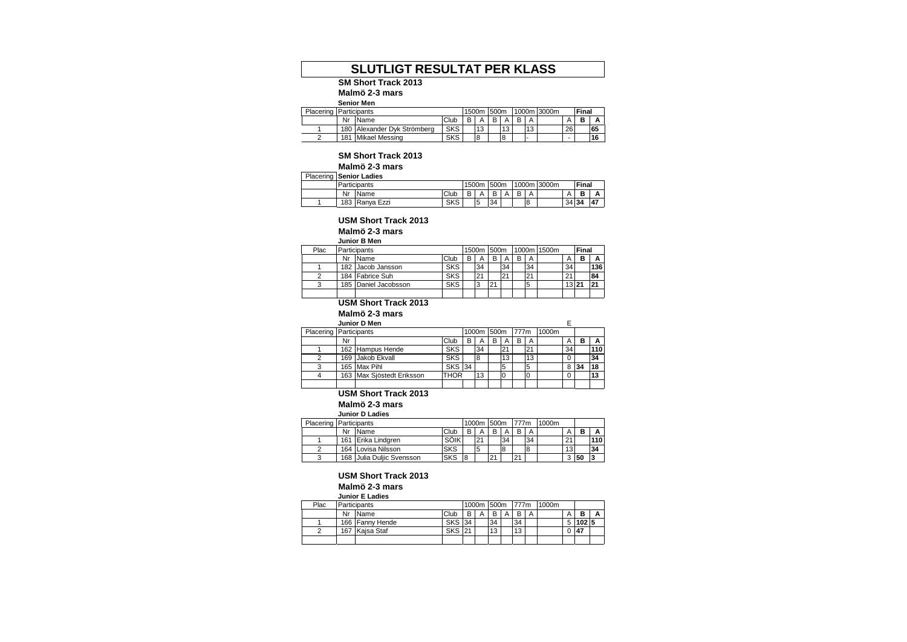# SLUTLIGT RESULTAT PER KLASS

**SM Short Track 2013**

**Malmö 2-3 mars**

**Senior Men**

| Placering | Participants | | | 1500m | | 500m | | 1000m | | 3000m | | Final | |
|---|---|---|---|---|---|---|---|---|---|---|---|---|---|
| | Nr | Name | Club | B | A | B | A | B | A | | A | B | A |
| 1 | 180 | Alexander Dyk Strömberg | SKS | | 13 | | 13 | | 13 | | 26 | | 65 |
| 2 | 181 | Mikael Messing | SKS | | 8 | | 8 | | - | | - | | 16 |

**SM Short Track 2013**

**Malmö 2-3 mars**

| Placering | Senior Ladies | | | | | | | | | | | | |
|---|---|---|---|---|---|---|---|---|---|---|---|---|---|
| | Participants | | | 1500m | | 500m | | 1000m | | 3000m | | Final | |
| | Nr | Name | Club | B | A | B | A | B | A | | A | B | A |
| 1 | 183 | Ranya Ezzi | SKS | | 5 | 34 | | | 8 | | 34 | 34 | 47 |

**USM Short Track 2013**

**Malmö 2-3 mars**

**Junior B Men**

| Plac | Participants | | | 1500m | | 500m | | 1000m | | 1500m | | Final | |
|---|---|---|---|---|---|---|---|---|---|---|---|---|---|
| | Nr | Name | Club | B | A | B | A | B | A | | A | B | A |
| 1 | 182 | Jacob Jansson | SKS | | 34 | | 34 | | 34 | | 34 | | 136 |
| 2 | 184 | Fabrice Suh | SKS | | 21 | | 21 | | 21 | | 21 | | 84 |
| 3 | 185 | Daniel Jacobsson | SKS | | 3 | 21 | | | 5 | | 13 | 21 | 21 |

**USM Short Track 2013**

**Malmö 2-3 mars**

**Junior D Men**

| Placering | Participants | | | 1000m | | 500m | | 777m | | 1000m | E | | |
|---|---|---|---|---|---|---|---|---|---|---|---|---|---|
| | Nr | | Club | B | A | B | A | B | A | | A | B | A |
| 1 | 162 | Hampus Hende | SKS | | 34 | | 21 | | 21 | | 34 | | 110 |
| 2 | 169 | Jakob Ekvall | SKS | | 8 | | 13 | | 13 | | 0 | | 34 |
| 3 | 165 | Max Pihl | SKS | 34 | | | 5 | | 5 | | 8 | 34 | 18 |
| 4 | 163 | Max Sjöstedt Eriksson | THOR | | 13 | | 0 | | 0 | | 0 | | 13 |

**USM Short Track 2013**

**Malmö 2-3 mars**

**Junior D Ladies**

| Placering | Participants | | | 1000m | | 500m | | 777m | | 1000m | | | |
|---|---|---|---|---|---|---|---|---|---|---|---|---|---|
| | Nr | Name | Club | B | A | B | A | B | A | | A | B | A |
| 1 | 161 | Erika Lindgren | SÖIK | | 21 | | 34 | | 34 | | 21 | | 110 |
| 2 | 164 | Lovisa Nilsson | SKS | | 5 | | 8 | | 8 | | 13 | | 34 |
| 3 | 168 | Julia Duljic Svensson | SKS | 8 | | 21 | | 21 | | | 3 | 50 | 3 |

**USM Short Track 2013**

**Malmö 2-3 mars**

**Junior E Ladies**

| Plac | Participants | | | 1000m | | 500m | | 777m | | 1000m | | | |
|---|---|---|---|---|---|---|---|---|---|---|---|---|---|
| | Nr | Name | Club | B | A | B | A | B | A | | A | B | A |
| 1 | 166 | Fanny Hende | SKS | 34 | | 34 | | 34 | | | 5 | 102 | 5 |
| 2 | 167 | Kajsa Staf | SKS | 21 | | 13 | | 13 | | | 0 | 47 | |